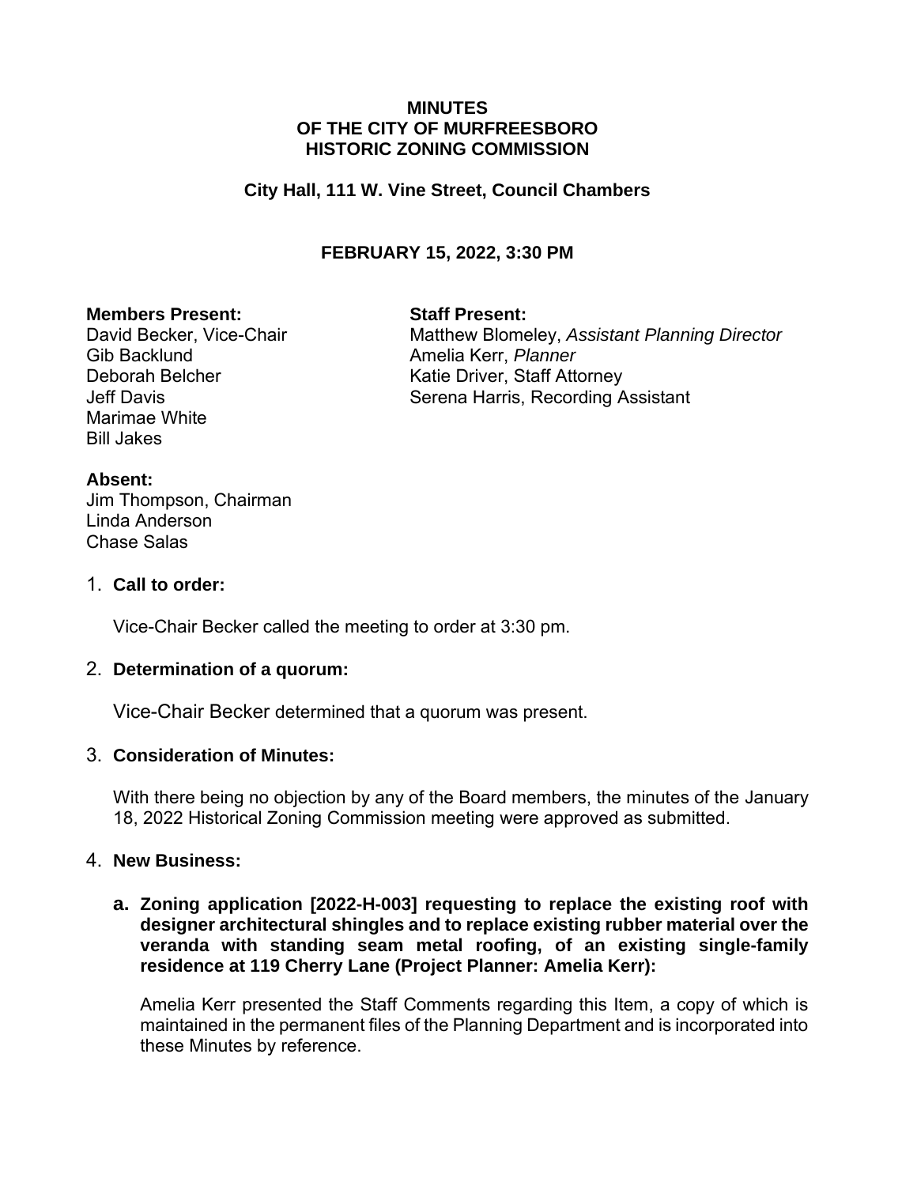**MINUTES**
**OF THE CITY OF MURFREESBORO**
**HISTORIC ZONING COMMISSION**

**City Hall, 111 W. Vine Street, Council Chambers**

**FEBRUARY 15, 2022, 3:30 PM**

**Members Present:**
David Becker, Vice-Chair
Gib Backlund
Deborah Belcher
Jeff Davis
Marimae White
Bill Jakes

**Staff Present:**
Matthew Blomeley, *Assistant Planning Director*
Amelia Kerr, *Planner*
Katie Driver, Staff Attorney
Serena Harris, Recording Assistant

**Absent:**
Jim Thompson, Chairman
Linda Anderson
Chase Salas

1. **Call to order:**

   Vice-Chair Becker called the meeting to order at 3:30 pm.

2. **Determination of a quorum:**

   Vice-Chair Becker determined that a quorum was present.

3. **Consideration of Minutes:**

   With there being no objection by any of the Board members, the minutes of the January 18, 2022 Historical Zoning Commission meeting were approved as submitted.

4. **New Business:**

   **a. Zoning application [2022-H-003] requesting to replace the existing roof with designer architectural shingles and to replace existing rubber material over the veranda with standing seam metal roofing, of an existing single-family residence at 119 Cherry Lane (Project Planner: Amelia Kerr):**

   Amelia Kerr presented the Staff Comments regarding this Item, a copy of which is maintained in the permanent files of the Planning Department and is incorporated into these Minutes by reference.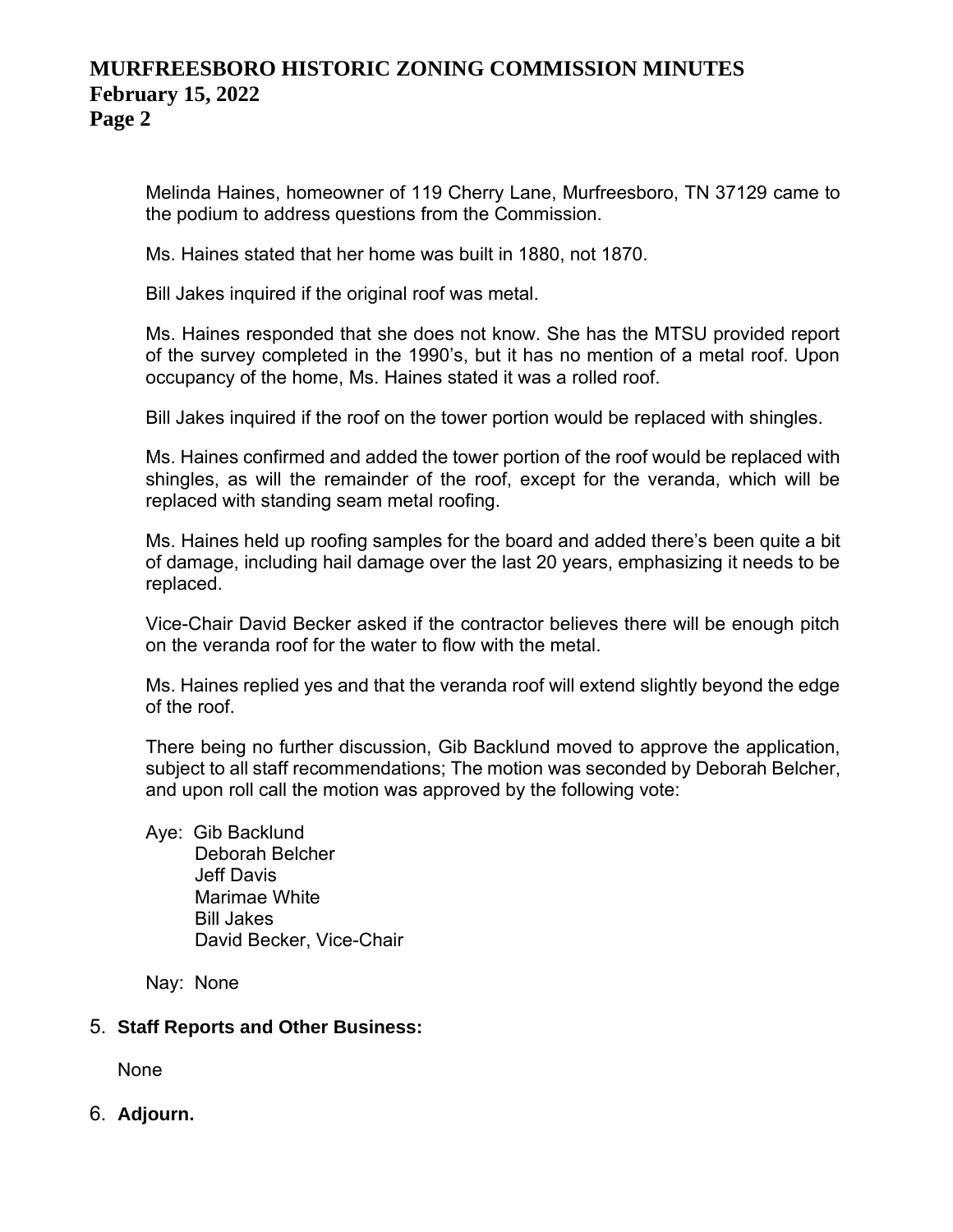Melinda Haines, homeowner of 119 Cherry Lane, Murfreesboro, TN 37129 came to the podium to address questions from the Commission.

Ms. Haines stated that her home was built in 1880, not 1870.

Bill Jakes inquired if the original roof was metal.

Ms. Haines responded that she does not know. She has the MTSU provided report of the survey completed in the 1990's, but it has no mention of a metal roof. Upon occupancy of the home, Ms. Haines stated it was a rolled roof.

Bill Jakes inquired if the roof on the tower portion would be replaced with shingles.

Ms. Haines confirmed and added the tower portion of the roof would be replaced with shingles, as will the remainder of the roof, except for the veranda, which will be replaced with standing seam metal roofing.

Ms. Haines held up roofing samples for the board and added there's been quite a bit of damage, including hail damage over the last 20 years, emphasizing it needs to be replaced.

Vice-Chair David Becker asked if the contractor believes there will be enough pitch on the veranda roof for the water to flow with the metal.

Ms. Haines replied yes and that the veranda roof will extend slightly beyond the edge of the roof.

There being no further discussion, Gib Backlund moved to approve the application, subject to all staff recommendations; The motion was seconded by Deborah Belcher, and upon roll call the motion was approved by the following vote:

Aye: Gib Backlund
Deborah Belcher
Jeff Davis
Marimae White
Bill Jakes
David Becker, Vice-Chair

Nay: None

5. **Staff Reports and Other Business:**

None

6. **Adjourn.**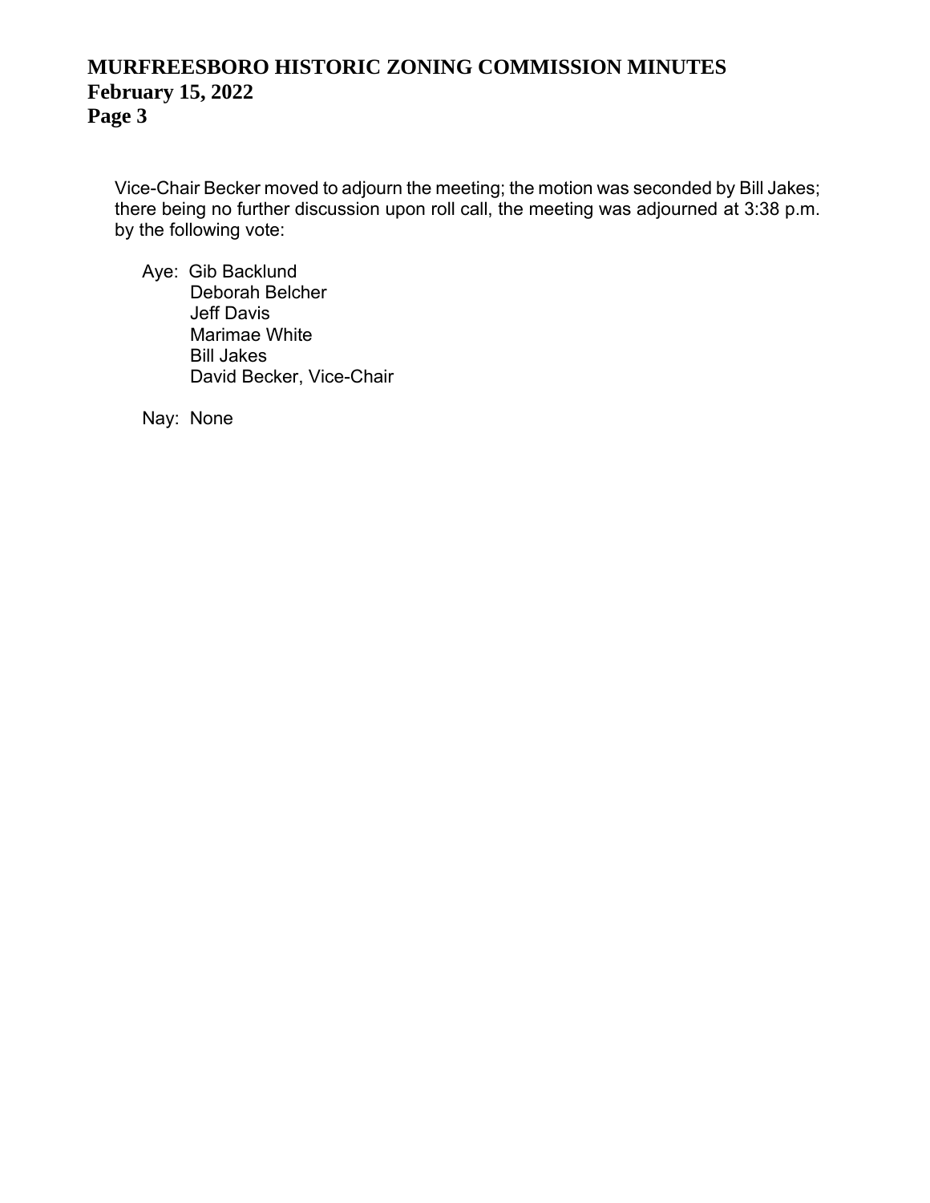Vice-Chair Becker moved to adjourn the meeting; the motion was seconded by Bill Jakes; there being no further discussion upon roll call, the meeting was adjourned at 3:38 p.m. by the following vote:

Aye: Gib Backlund
Deborah Belcher
Jeff Davis
Marimae White
Bill Jakes
David Becker, Vice-Chair

Nay: None